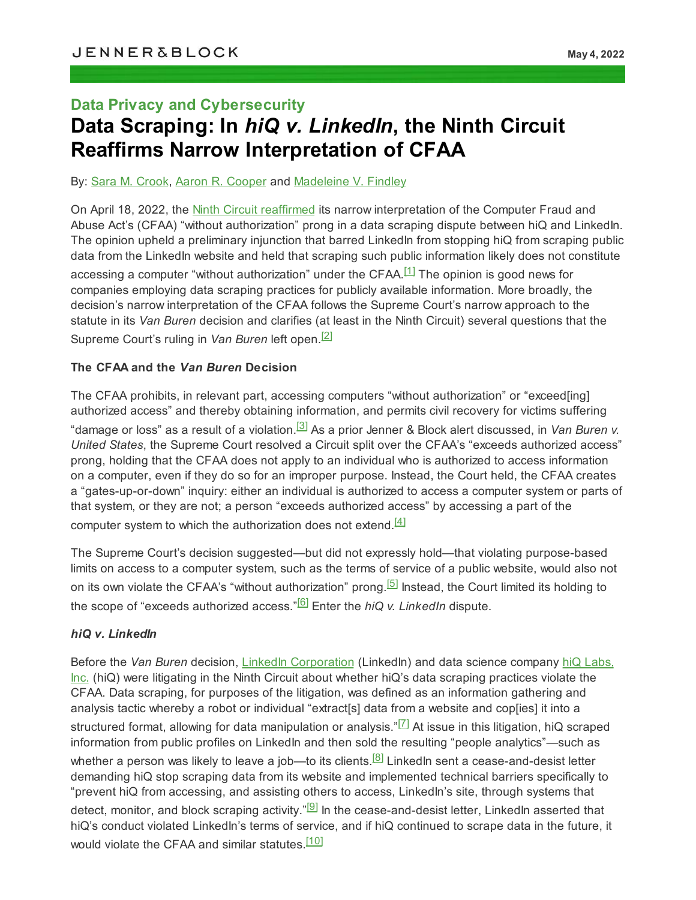JENNER&BLOCK

May 4, 2022

## Data Privacy and Cybersecurity

# Data Scraping: In *hiQ v. LinkedIn*, the Ninth Circuit Reaffirms Narrow Interpretation of CFAA

By: Sara M. Crook, Aaron R. Cooper and Madeleine V. Findley

On April 18, 2022, the Ninth Circuit reaffirmed its narrow interpretation of the Computer Fraud and Abuse Act's (CFAA) "without authorization" prong in a data scraping dispute between hiQ and LinkedIn. The opinion upheld a preliminary injunction that barred LinkedIn from stopping hiQ from scraping public data from the LinkedIn website and held that scraping such public information likely does not constitute accessing a computer "without authorization" under the CFAA.[1] The opinion is good news for companies employing data scraping practices for publicly available information. More broadly, the decision's narrow interpretation of the CFAA follows the Supreme Court's narrow approach to the statute in its *Van Buren* decision and clarifies (at least in the Ninth Circuit) several questions that the Supreme Court's ruling in *Van Buren* left open.[2]

**The CFAA and the *Van Buren* Decision**

The CFAA prohibits, in relevant part, accessing computers "without authorization" or "exceed[ing] authorized access" and thereby obtaining information, and permits civil recovery for victims suffering "damage or loss" as a result of a violation.[3] As a prior Jenner & Block alert discussed, in *Van Buren v. United States*, the Supreme Court resolved a Circuit split over the CFAA's "exceeds authorized access" prong, holding that the CFAA does not apply to an individual who is authorized to access information on a computer, even if they do so for an improper purpose. Instead, the Court held, the CFAA creates a "gates-up-or-down" inquiry: either an individual is authorized to access a computer system or parts of that system, or they are not; a person "exceeds authorized access" by accessing a part of the computer system to which the authorization does not extend.[4]

The Supreme Court's decision suggested—but did not expressly hold—that violating purpose-based limits on access to a computer system, such as the terms of service of a public website, would also not on its own violate the CFAA's "without authorization" prong.[5] Instead, the Court limited its holding to the scope of "exceeds authorized access."[6] Enter the *hiQ v. LinkedIn* dispute.

***hiQ v. LinkedIn***

Before the *Van Buren* decision, LinkedIn Corporation (LinkedIn) and data science company hiQ Labs, Inc. (hiQ) were litigating in the Ninth Circuit about whether hiQ's data scraping practices violate the CFAA. Data scraping, for purposes of the litigation, was defined as an information gathering and analysis tactic whereby a robot or individual "extract[s] data from a website and cop[ies] it into a structured format, allowing for data manipulation or analysis."[7] At issue in this litigation, hiQ scraped information from public profiles on LinkedIn and then sold the resulting "people analytics"—such as whether a person was likely to leave a job—to its clients.[8] LinkedIn sent a cease-and-desist letter demanding hiQ stop scraping data from its website and implemented technical barriers specifically to "prevent hiQ from accessing, and assisting others to access, LinkedIn's site, through systems that detect, monitor, and block scraping activity."[9] In the cease-and-desist letter, LinkedIn asserted that hiQ's conduct violated LinkedIn's terms of service, and if hiQ continued to scrape data in the future, it would violate the CFAA and similar statutes.[10]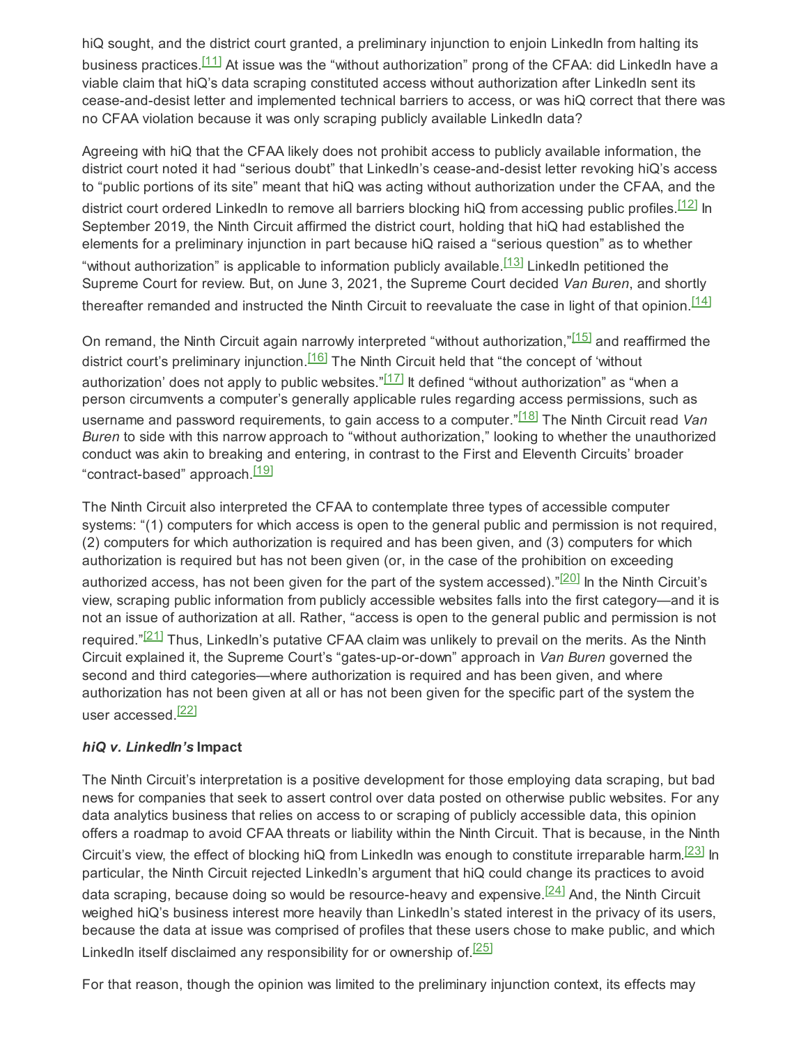hiQ sought, and the district court granted, a preliminary injunction to enjoin LinkedIn from halting its business practices.[11] At issue was the "without authorization" prong of the CFAA: did LinkedIn have a viable claim that hiQ's data scraping constituted access without authorization after LinkedIn sent its cease-and-desist letter and implemented technical barriers to access, or was hiQ correct that there was no CFAA violation because it was only scraping publicly available LinkedIn data?

Agreeing with hiQ that the CFAA likely does not prohibit access to publicly available information, the district court noted it had "serious doubt" that LinkedIn's cease-and-desist letter revoking hiQ's access to "public portions of its site" meant that hiQ was acting without authorization under the CFAA, and the district court ordered LinkedIn to remove all barriers blocking hiQ from accessing public profiles.[12] In September 2019, the Ninth Circuit affirmed the district court, holding that hiQ had established the elements for a preliminary injunction in part because hiQ raised a "serious question" as to whether "without authorization" is applicable to information publicly available.[13] LinkedIn petitioned the Supreme Court for review. But, on June 3, 2021, the Supreme Court decided *Van Buren*, and shortly thereafter remanded and instructed the Ninth Circuit to reevaluate the case in light of that opinion.[14]

On remand, the Ninth Circuit again narrowly interpreted "without authorization,"[15] and reaffirmed the district court's preliminary injunction.[16] The Ninth Circuit held that "the concept of 'without authorization' does not apply to public websites."[17] It defined "without authorization" as "when a person circumvents a computer's generally applicable rules regarding access permissions, such as username and password requirements, to gain access to a computer."[18] The Ninth Circuit read *Van Buren* to side with this narrow approach to "without authorization," looking to whether the unauthorized conduct was akin to breaking and entering, in contrast to the First and Eleventh Circuits' broader "contract-based" approach.[19]

The Ninth Circuit also interpreted the CFAA to contemplate three types of accessible computer systems: "(1) computers for which access is open to the general public and permission is not required, (2) computers for which authorization is required and has been given, and (3) computers for which authorization is required but has not been given (or, in the case of the prohibition on exceeding authorized access, has not been given for the part of the system accessed)."[20] In the Ninth Circuit's view, scraping public information from publicly accessible websites falls into the first category—and it is not an issue of authorization at all. Rather, "access is open to the general public and permission is not required."[21] Thus, LinkedIn's putative CFAA claim was unlikely to prevail on the merits. As the Ninth Circuit explained it, the Supreme Court's "gates-up-or-down" approach in *Van Buren* governed the second and third categories—where authorization is required and has been given, and where authorization has not been given at all or has not been given for the specific part of the system the user accessed.[22]

***hiQ v. LinkedIn's* Impact**

The Ninth Circuit's interpretation is a positive development for those employing data scraping, but bad news for companies that seek to assert control over data posted on otherwise public websites. For any data analytics business that relies on access to or scraping of publicly accessible data, this opinion offers a roadmap to avoid CFAA threats or liability within the Ninth Circuit. That is because, in the Ninth Circuit's view, the effect of blocking hiQ from LinkedIn was enough to constitute irreparable harm.[23] In particular, the Ninth Circuit rejected LinkedIn's argument that hiQ could change its practices to avoid data scraping, because doing so would be resource-heavy and expensive.[24] And, the Ninth Circuit weighed hiQ's business interest more heavily than LinkedIn's stated interest in the privacy of its users, because the data at issue was comprised of profiles that these users chose to make public, and which LinkedIn itself disclaimed any responsibility for or ownership of.[25]

For that reason, though the opinion was limited to the preliminary injunction context, its effects may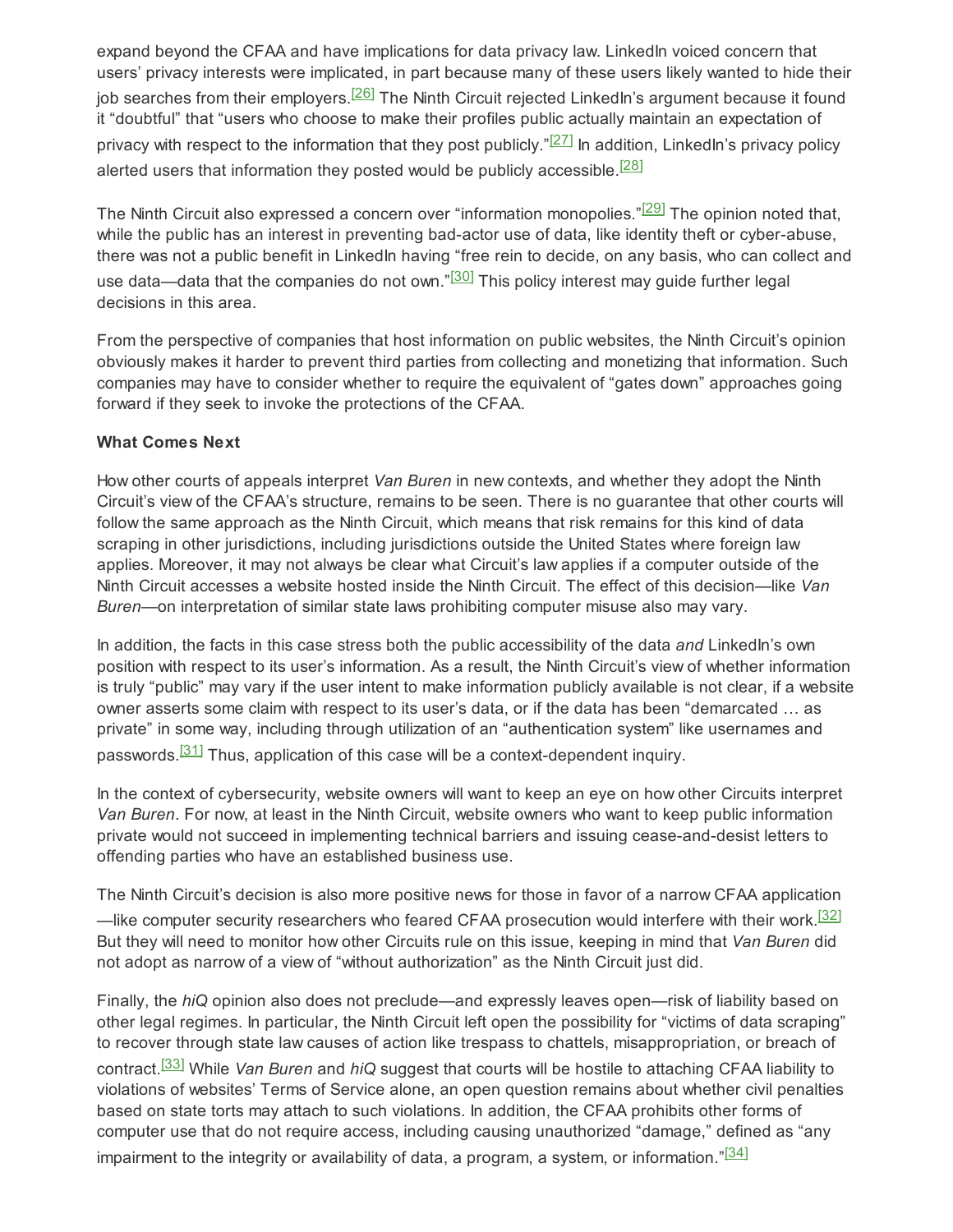expand beyond the CFAA and have implications for data privacy law. LinkedIn voiced concern that users' privacy interests were implicated, in part because many of these users likely wanted to hide their job searches from their employers.[26] The Ninth Circuit rejected LinkedIn's argument because it found it "doubtful" that "users who choose to make their profiles public actually maintain an expectation of privacy with respect to the information that they post publicly."[27] In addition, LinkedIn's privacy policy alerted users that information they posted would be publicly accessible.[28]

The Ninth Circuit also expressed a concern over "information monopolies."[29] The opinion noted that, while the public has an interest in preventing bad-actor use of data, like identity theft or cyber-abuse, there was not a public benefit in LinkedIn having "free rein to decide, on any basis, who can collect and use data—data that the companies do not own."[30] This policy interest may guide further legal decisions in this area.

From the perspective of companies that host information on public websites, the Ninth Circuit's opinion obviously makes it harder to prevent third parties from collecting and monetizing that information. Such companies may have to consider whether to require the equivalent of "gates down" approaches going forward if they seek to invoke the protections of the CFAA.

**What Comes Next**

How other courts of appeals interpret *Van Buren* in new contexts, and whether they adopt the Ninth Circuit's view of the CFAA's structure, remains to be seen. There is no guarantee that other courts will follow the same approach as the Ninth Circuit, which means that risk remains for this kind of data scraping in other jurisdictions, including jurisdictions outside the United States where foreign law applies. Moreover, it may not always be clear what Circuit's law applies if a computer outside of the Ninth Circuit accesses a website hosted inside the Ninth Circuit. The effect of this decision—like *Van Buren*—on interpretation of similar state laws prohibiting computer misuse also may vary.

In addition, the facts in this case stress both the public accessibility of the data *and* LinkedIn's own position with respect to its user's information. As a result, the Ninth Circuit's view of whether information is truly "public" may vary if the user intent to make information publicly available is not clear, if a website owner asserts some claim with respect to its user's data, or if the data has been "demarcated … as private" in some way, including through utilization of an "authentication system" like usernames and passwords.[31] Thus, application of this case will be a context-dependent inquiry.

In the context of cybersecurity, website owners will want to keep an eye on how other Circuits interpret *Van Buren*. For now, at least in the Ninth Circuit, website owners who want to keep public information private would not succeed in implementing technical barriers and issuing cease-and-desist letters to offending parties who have an established business use.

The Ninth Circuit's decision is also more positive news for those in favor of a narrow CFAA application—like computer security researchers who feared CFAA prosecution would interfere with their work.[32] But they will need to monitor how other Circuits rule on this issue, keeping in mind that *Van Buren* did not adopt as narrow of a view of "without authorization" as the Ninth Circuit just did.

Finally, the *hiQ* opinion also does not preclude—and expressly leaves open—risk of liability based on other legal regimes. In particular, the Ninth Circuit left open the possibility for "victims of data scraping" to recover through state law causes of action like trespass to chattels, misappropriation, or breach of contract.[33] While *Van Buren* and *hiQ* suggest that courts will be hostile to attaching CFAA liability to violations of websites' Terms of Service alone, an open question remains about whether civil penalties based on state torts may attach to such violations. In addition, the CFAA prohibits other forms of computer use that do not require access, including causing unauthorized "damage," defined as "any impairment to the integrity or availability of data, a program, a system, or information."[34]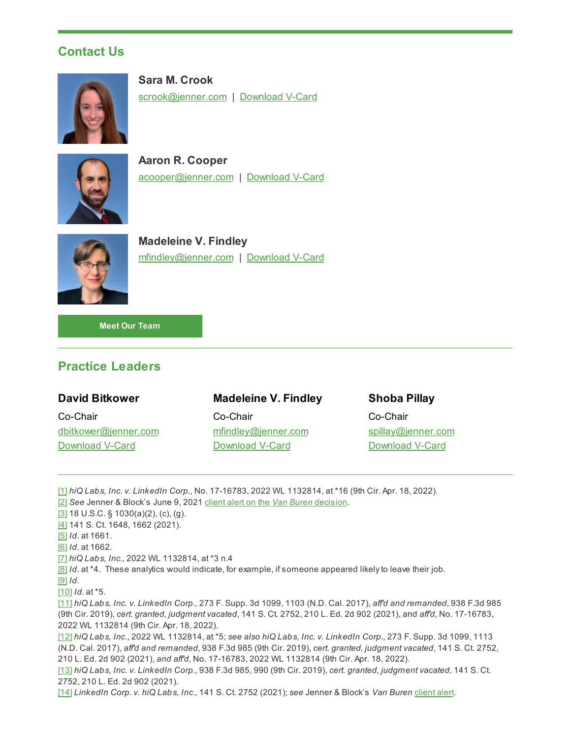## Contact Us

**Sara M. Crook**
scrook@jenner.com | Download V-Card

**Aaron R. Cooper**
acooper@jenner.com | Download V-Card

**Madeleine V. Findley**
mfindley@jenner.com | Download V-Card

**Meet Our Team**

---

## Practice Leaders

**David Bitkower**
Co-Chair
dbitkower@jenner.com
Download V-Card

**Madeleine V. Findley**
Co-Chair
mfindley@jenner.com
Download V-Card

**Shoba Pillay**
Co-Chair
spillay@jenner.com
Download V-Card

---

[1] *hiQ Labs, Inc. v. LinkedIn Corp.*, No. 17-16783, 2022 WL 1132814, at *16 (9th Cir. Apr. 18, 2022).
[2] *See* Jenner & Block's June 9, 2021 client alert on the *Van Buren* decision.
[3] 18 U.S.C. § 1030(a)(2), (c), (g).
[4] 141 S. Ct. 1648, 1662 (2021).
[5] *Id*. at 1661.
[6] *Id*. at 1662.
[7] *hiQ Labs, Inc*., 2022 WL 1132814, at *3 n.4
[8] *Id*. at *4. These analytics would indicate, for example, if someone appeared likely to leave their job.
[9] *Id*.
[10] *Id*. at *5.
[11] *hiQ Labs, Inc. v. LinkedIn Corp*., 273 F. Supp. 3d 1099, 1103 (N.D. Cal. 2017), *aff'd and remanded*, 938 F.3d 985 (9th Cir. 2019), *cert. granted, judgment vacated*, 141 S. Ct. 2752, 210 L. Ed. 2d 902 (2021), and *aff'd*, No. 17-16783, 2022 WL 1132814 (9th Cir. Apr. 18, 2022).
[12] *hiQ Labs, Inc*., 2022 WL 1132814, at *5; *see also hiQ Labs, Inc. v. LinkedIn Corp*., 273 F. Supp. 3d 1099, 1113 (N.D. Cal. 2017), *aff'd and remanded*, 938 F.3d 985 (9th Cir. 2019), *cert. granted, judgment vacated*, 141 S. Ct. 2752, 210 L. Ed. 2d 902 (2021), *and aff'd*, No. 17-16783, 2022 WL 1132814 (9th Cir. Apr. 18, 2022).
[13] *hiQ Labs, Inc. v. LinkedIn Corp*., 938 F.3d 985, 990 (9th Cir. 2019), *cert. granted, judgment vacated*, 141 S. Ct. 2752, 210 L. Ed. 2d 902 (2021).
[14] *LinkedIn Corp. v. hiQ Labs, Inc*., 141 S. Ct. 2752 (2021); *see* Jenner & Block's *Van Buren* client alert.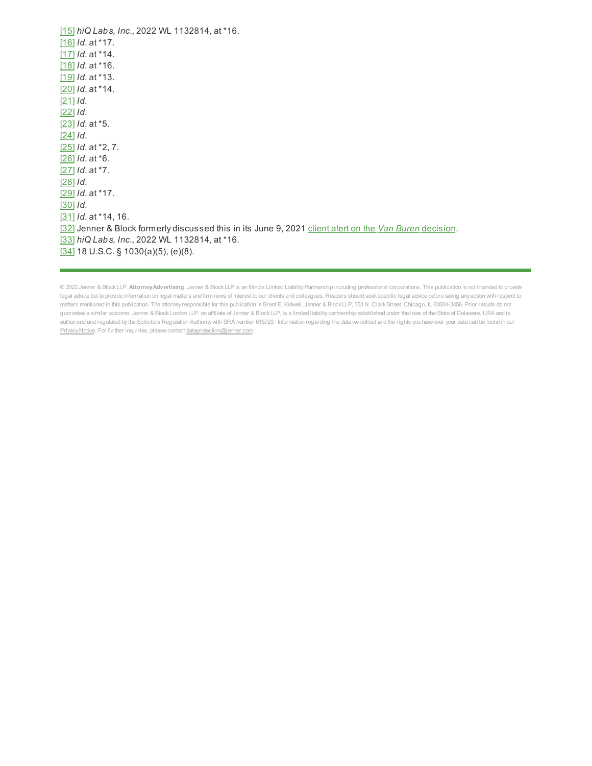[15] *hiQ Labs, Inc*., 2022 WL 1132814, at *16.
[16] *Id.* at *17.
[17] *Id.* at *14.
[18] *Id.* at *16.
[19] *Id.* at *13.
[20] *Id.* at *14.
[21] *Id.*
[22] *Id.*
[23] *Id.* at *5.
[24] *Id.*
[25] *Id.* at *2, 7.
[26] *Id.* at *6.
[27] *Id.* at *7.
[28] *Id.*
[29] *Id.* at *17.
[30] *Id.*
[31] *Id.* at *14, 16.
[32] Jenner & Block formerly discussed this in its June 9, 2021 client alert on the *Van Buren* decision.
[33] *hiQ Labs, Inc*., 2022 WL 1132814, at *16.
[34] 18 U.S.C. § 1030(a)(5), (e)(8).

---

© 2022 Jenner & Block LLP. **Attorney Advertising**. Jenner & Block LLP is an Illinois Limited Liability Partnership including professional corporations. This publication is not intended to provide legal advice but to provide information on legal matters and firm news of interest to our clients and colleagues. Readers should seek specific legal advice before taking any action with respect to matters mentioned in this publication. The attorney responsible for this publication is Brent E. Kidwell, Jenner & Block LLP, 353 N. Clark Street, Chicago, IL 60654-3456. Prior results do not guarantee a similar outcome. Jenner & Block London LLP, an affiliate of Jenner & Block LLP, is a limited liability partnership established under the laws of the State of Delaware, USA and is authorised and regulated by the Solicitors Regulation Authority with SRA number 615729. Information regarding the data we collect and the rights you have over your data can be found in our Privacy Notice. For further inquiries, please contact dataprotection@jenner.com.